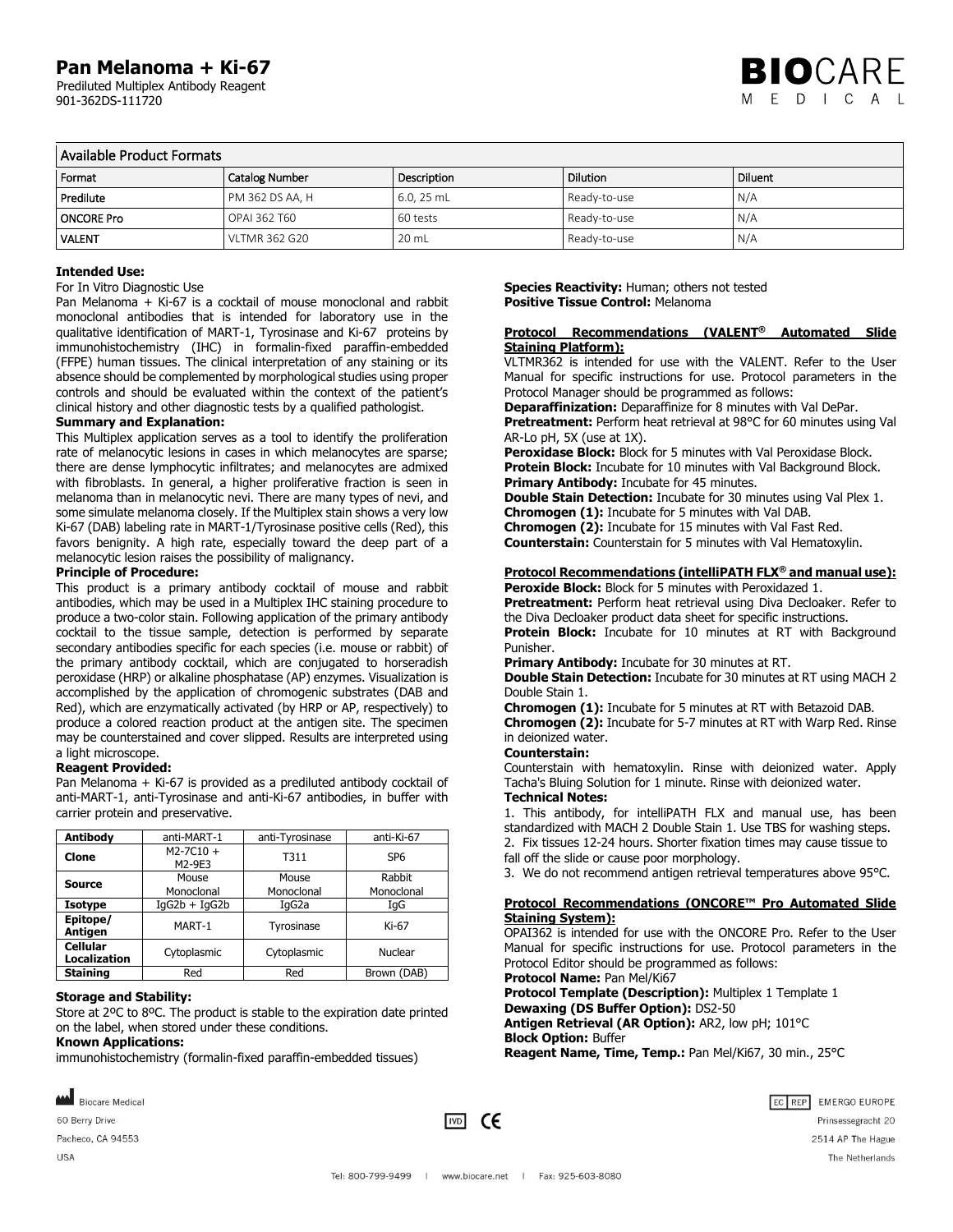# Pan Melanoma + Ki-67

Prediluted Multiplex Antibody Reagent
901-362DS-111720

| Available Product Formats | | | | |
|---|---|---|---|---|
| Format | Catalog Number | Description | Dilution | Diluent |
| Predilute | PM 362 DS AA, H | 6.0, 25 mL | Ready-to-use | N/A |
| ONCORE Pro | OPAI 362 T60 | 60 tests | Ready-to-use | N/A |
| VALENT | VLTMR 362 G20 | 20 mL | Ready-to-use | N/A |

**Intended Use:**

For In Vitro Diagnostic Use

Pan Melanoma + Ki-67 is a cocktail of mouse monoclonal and rabbit monoclonal antibodies that is intended for laboratory use in the qualitative identification of MART-1, Tyrosinase and Ki-67 proteins by immunohistochemistry (IHC) in formalin-fixed paraffin-embedded (FFPE) human tissues. The clinical interpretation of any staining or its absence should be complemented by morphological studies using proper controls and should be evaluated within the context of the patient's clinical history and other diagnostic tests by a qualified pathologist.

**Summary and Explanation:**

This Multiplex application serves as a tool to identify the proliferation rate of melanocytic lesions in cases in which melanocytes are sparse; there are dense lymphocytic infiltrates; and melanocytes are admixed with fibroblasts. In general, a higher proliferative fraction is seen in melanoma than in melanocytic nevi. There are many types of nevi, and some simulate melanoma closely. If the Multiplex stain shows a very low Ki-67 (DAB) labeling rate in MART-1/Tyrosinase positive cells (Red), this favors benignity. A high rate, especially toward the deep part of a melanocytic lesion raises the possibility of malignancy.

**Principle of Procedure:**

This product is a primary antibody cocktail of mouse and rabbit antibodies, which may be used in a Multiplex IHC staining procedure to produce a two-color stain. Following application of the primary antibody cocktail to the tissue sample, detection is performed by separate secondary antibodies specific for each species (i.e. mouse or rabbit) of the primary antibody cocktail, which are conjugated to horseradish peroxidase (HRP) or alkaline phosphatase (AP) enzymes. Visualization is accomplished by the application of chromogenic substrates (DAB and Red), which are enzymatically activated (by HRP or AP, respectively) to produce a colored reaction product at the antigen site. The specimen may be counterstained and cover slipped. Results are interpreted using a light microscope.

**Reagent Provided:**

Pan Melanoma + Ki-67 is provided as a prediluted antibody cocktail of anti-MART-1, anti-Tyrosinase and anti-Ki-67 antibodies, in buffer with carrier protein and preservative.

| Antibody | anti-MART-1 | anti-Tyrosinase | anti-Ki-67 |
|---|---|---|---|
| Clone | M2-7C10 + M2-9E3 | T311 | SP6 |
| Source | Mouse Monoclonal | Mouse Monoclonal | Rabbit Monoclonal |
| Isotype | IgG2b + IgG2b | IgG2a | IgG |
| Epitope/ Antigen | MART-1 | Tyrosinase | Ki-67 |
| Cellular Localization | Cytoplasmic | Cytoplasmic | Nuclear |
| Staining | Red | Red | Brown (DAB) |

**Storage and Stability:**

Store at 2ºC to 8ºC. The product is stable to the expiration date printed on the label, when stored under these conditions.

**Known Applications:**

immunohistochemistry (formalin-fixed paraffin-embedded tissues)

**Species Reactivity:** Human; others not tested

**Positive Tissue Control:** Melanoma

**Protocol Recommendations (VALENT® Automated Slide Staining Platform):**

VLTMR362 is intended for use with the VALENT. Refer to the User Manual for specific instructions for use. Protocol parameters in the Protocol Manager should be programmed as follows:

**Deparaffinization:** Deparaffinize for 8 minutes with Val DePar.

**Pretreatment:** Perform heat retrieval at 98°C for 60 minutes using Val AR-Lo pH, 5X (use at 1X).

**Peroxidase Block:** Block for 5 minutes with Val Peroxidase Block.

**Protein Block:** Incubate for 10 minutes with Val Background Block.

**Primary Antibody:** Incubate for 45 minutes.

**Double Stain Detection:** Incubate for 30 minutes using Val Plex 1.

**Chromogen (1):** Incubate for 5 minutes with Val DAB.

**Chromogen (2):** Incubate for 15 minutes with Val Fast Red.

**Counterstain:** Counterstain for 5 minutes with Val Hematoxylin.

**Protocol Recommendations (intelliPATH FLX® and manual use):**

**Peroxide Block:** Block for 5 minutes with Peroxidazed 1.

**Pretreatment:** Perform heat retrieval using Diva Decloaker. Refer to the Diva Decloaker product data sheet for specific instructions.

**Protein Block:** Incubate for 10 minutes at RT with Background Punisher.

**Primary Antibody:** Incubate for 30 minutes at RT.

**Double Stain Detection:** Incubate for 30 minutes at RT using MACH 2 Double Stain 1.

**Chromogen (1):** Incubate for 5 minutes at RT with Betazoid DAB.

**Chromogen (2):** Incubate for 5-7 minutes at RT with Warp Red. Rinse in deionized water.

**Counterstain:**

Counterstain with hematoxylin. Rinse with deionized water. Apply Tacha's Bluing Solution for 1 minute. Rinse with deionized water.

**Technical Notes:**

1. This antibody, for intelliPATH FLX and manual use, has been standardized with MACH 2 Double Stain 1. Use TBS for washing steps.
2. Fix tissues 12-24 hours. Shorter fixation times may cause tissue to fall off the slide or cause poor morphology.
3. We do not recommend antigen retrieval temperatures above 95°C.

**Protocol Recommendations (ONCORE™ Pro Automated Slide Staining System):**

OPAI362 is intended for use with the ONCORE Pro. Refer to the User Manual for specific instructions for use. Protocol parameters in the Protocol Editor should be programmed as follows:

**Protocol Name:** Pan Mel/Ki67

**Protocol Template (Description):** Multiplex 1 Template 1

**Dewaxing (DS Buffer Option):** DS2-50

**Antigen Retrieval (AR Option):** AR2, low pH; 101°C

**Block Option:** Buffer

**Reagent Name, Time, Temp.:** Pan Mel/Ki67, 30 min., 25°C

Biocare Medical
60 Berry Drive
Pacheco, CA 94553
USA

IVD CE

EC REP EMERGO EUROPE
Prinsessegracht 20
2514 AP The Hague
The Netherlands

Tel: 800-799-9499 | www.biocare.net | Fax: 925-603-8080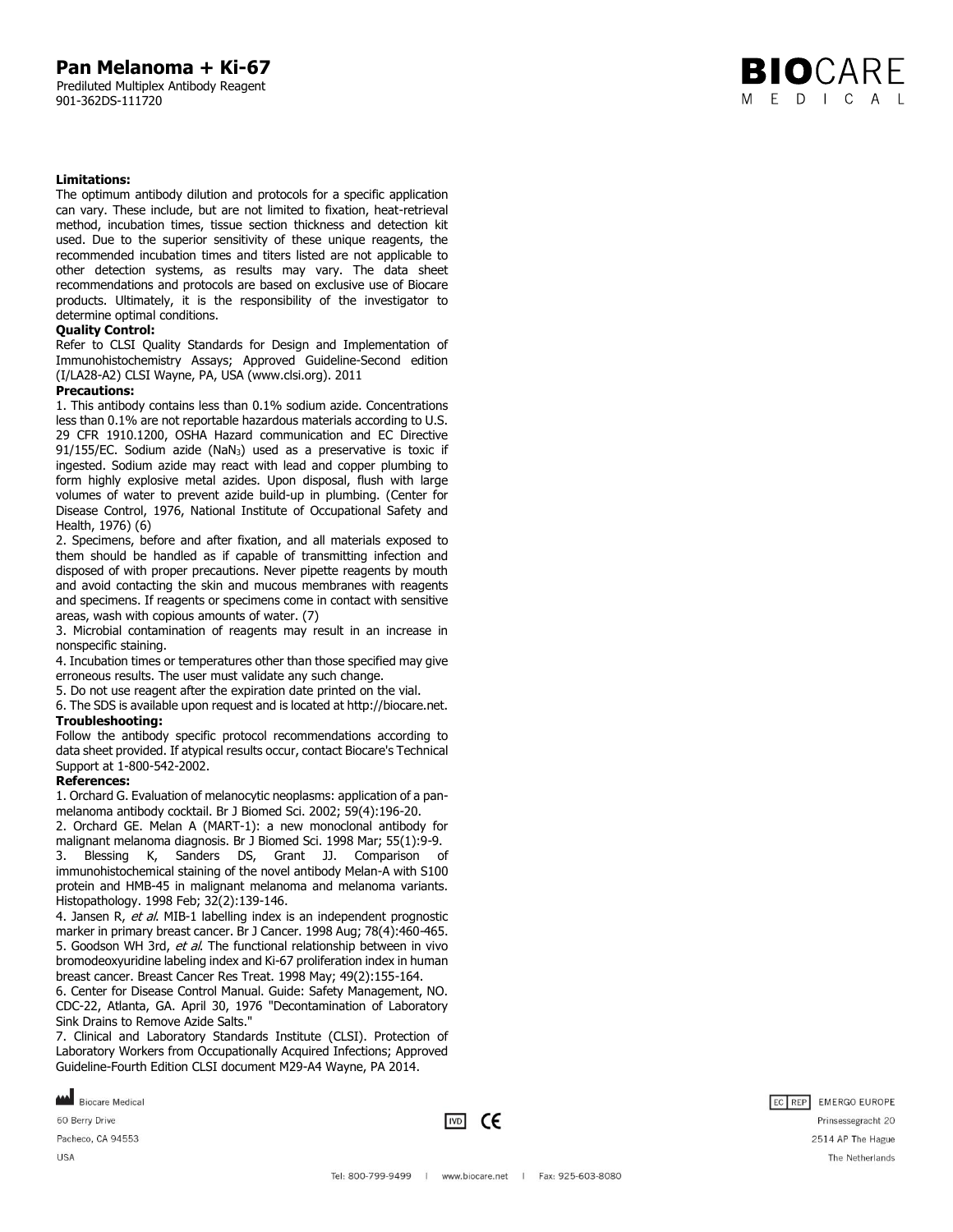**Limitations:**

The optimum antibody dilution and protocols for a specific application can vary. These include, but are not limited to fixation, heat-retrieval method, incubation times, tissue section thickness and detection kit used. Due to the superior sensitivity of these unique reagents, the recommended incubation times and titers listed are not applicable to other detection systems, as results may vary. The data sheet recommendations and protocols are based on exclusive use of Biocare products. Ultimately, it is the responsibility of the investigator to determine optimal conditions.

**Quality Control:**

Refer to CLSI Quality Standards for Design and Implementation of Immunohistochemistry Assays; Approved Guideline-Second edition (I/LA28-A2) CLSI Wayne, PA, USA (www.clsi.org). 2011

**Precautions:**

1. This antibody contains less than 0.1% sodium azide. Concentrations less than 0.1% are not reportable hazardous materials according to U.S. 29 CFR 1910.1200, OSHA Hazard communication and EC Directive 91/155/EC. Sodium azide ($NaN_3$) used as a preservative is toxic if ingested. Sodium azide may react with lead and copper plumbing to form highly explosive metal azides. Upon disposal, flush with large volumes of water to prevent azide build-up in plumbing. (Center for Disease Control, 1976, National Institute of Occupational Safety and Health, 1976) (6)
2. Specimens, before and after fixation, and all materials exposed to them should be handled as if capable of transmitting infection and disposed of with proper precautions. Never pipette reagents by mouth and avoid contacting the skin and mucous membranes with reagents and specimens. If reagents or specimens come in contact with sensitive areas, wash with copious amounts of water. (7)
3. Microbial contamination of reagents may result in an increase in nonspecific staining.
4. Incubation times or temperatures other than those specified may give erroneous results. The user must validate any such change.
5. Do not use reagent after the expiration date printed on the vial.
6. The SDS is available upon request and is located at http://biocare.net.

**Troubleshooting:**

Follow the antibody specific protocol recommendations according to data sheet provided. If atypical results occur, contact Biocare's Technical Support at 1-800-542-2002.

**References:**

1. Orchard G. Evaluation of melanocytic neoplasms: application of a pan-melanoma antibody cocktail. Br J Biomed Sci. 2002; 59(4):196-20.
2. Orchard GE. Melan A (MART-1): a new monoclonal antibody for malignant melanoma diagnosis. Br J Biomed Sci. 1998 Mar; 55(1):9-9.
3. Blessing K, Sanders DS, Grant JJ. Comparison of immunohistochemical staining of the novel antibody Melan-A with S100 protein and HMB-45 in malignant melanoma and melanoma variants. Histopathology. 1998 Feb; 32(2):139-146.
4. Jansen R, *et al*. MIB-1 labelling index is an independent prognostic marker in primary breast cancer. Br J Cancer. 1998 Aug; 78(4):460-465.
5. Goodson WH 3rd, *et al*. The functional relationship between in vivo bromodeoxyuridine labeling index and Ki-67 proliferation index in human breast cancer. Breast Cancer Res Treat. 1998 May; 49(2):155-164.
6. Center for Disease Control Manual. Guide: Safety Management, NO. CDC-22, Atlanta, GA. April 30, 1976 "Decontamination of Laboratory Sink Drains to Remove Azide Salts."
7. Clinical and Laboratory Standards Institute (CLSI). Protection of Laboratory Workers from Occupationally Acquired Infections; Approved Guideline-Fourth Edition CLSI document M29-A4 Wayne, PA 2014.